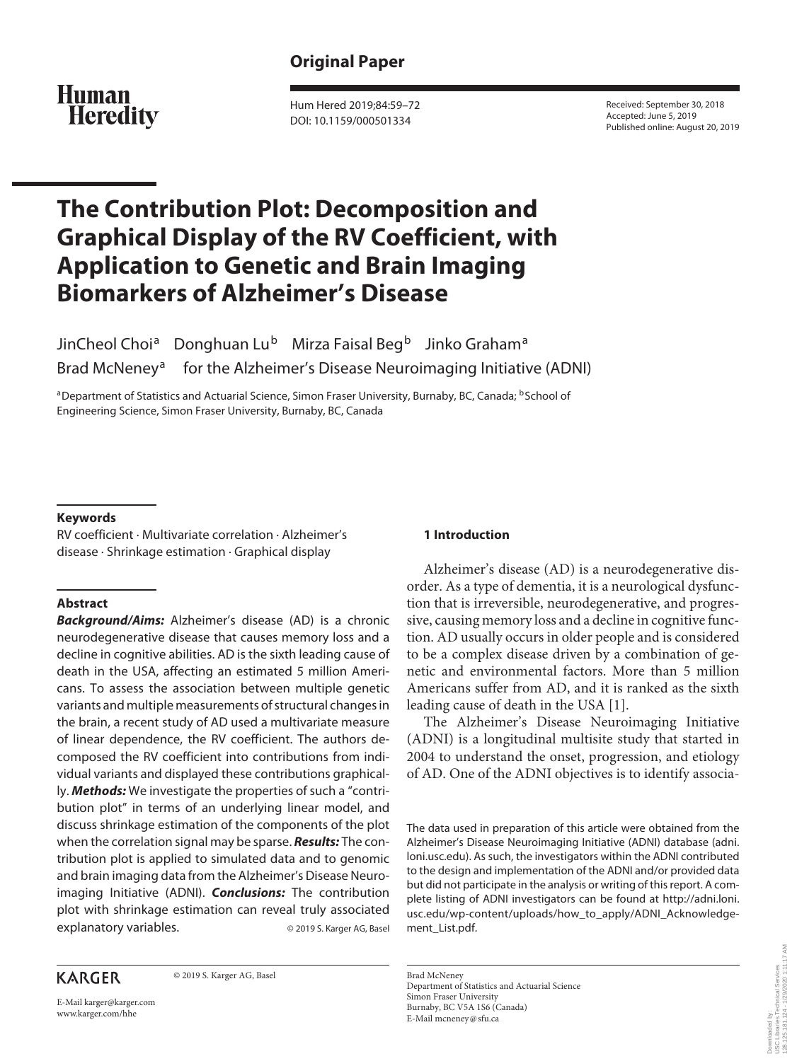**Original Paper**

Human Heredity

Hum Hered 2019;84:59–72
DOI: 10.1159/000501334

Received: September 30, 2018
Accepted: June 5, 2019
Published online: August 20, 2019

# The Contribution Plot: Decomposition and Graphical Display of the RV Coefficient, with Application to Genetic and Brain Imaging Biomarkers of Alzheimer's Disease

JinCheol Choi[a] Donghuan Lu[b] Mirza Faisal Beg[b] Jinko Graham[a] Brad McNeney[a] for the Alzheimer's Disease Neuroimaging Initiative (ADNI)

[a]Department of Statistics and Actuarial Science, Simon Fraser University, Burnaby, BC, Canada; [b]School of Engineering Science, Simon Fraser University, Burnaby, BC, Canada

### Keywords

RV coefficient · Multivariate correlation · Alzheimer's disease · Shrinkage estimation · Graphical display

### Abstract

***Background/Aims:*** Alzheimer's disease (AD) is a chronic neurodegenerative disease that causes memory loss and a decline in cognitive abilities. AD is the sixth leading cause of death in the USA, affecting an estimated 5 million Americans. To assess the association between multiple genetic variants and multiple measurements of structural changes in the brain, a recent study of AD used a multivariate measure of linear dependence, the RV coefficient. The authors decomposed the RV coefficient into contributions from individual variants and displayed these contributions graphically. ***Methods:*** We investigate the properties of such a "contribution plot" in terms of an underlying linear model, and discuss shrinkage estimation of the components of the plot when the correlation signal may be sparse. ***Results:*** The contribution plot is applied to simulated data and to genomic and brain imaging data from the Alzheimer's Disease Neuroimaging Initiative (ADNI). ***Conclusions:*** The contribution plot with shrinkage estimation can reveal truly associated explanatory variables. © 2019 S. Karger AG, Basel

## 1 Introduction

Alzheimer's disease (AD) is a neurodegenerative disorder. As a type of dementia, it is a neurological dysfunction that is irreversible, neurodegenerative, and progressive, causing memory loss and a decline in cognitive function. AD usually occurs in older people and is considered to be a complex disease driven by a combination of genetic and environmental factors. More than 5 million Americans suffer from AD, and it is ranked as the sixth leading cause of death in the USA [1].

The Alzheimer's Disease Neuroimaging Initiative (ADNI) is a longitudinal multisite study that started in 2004 to understand the onset, progression, and etiology of AD. One of the ADNI objectives is to identify associa-

The data used in preparation of this article were obtained from the Alzheimer's Disease Neuroimaging Initiative (ADNI) database (adni.loni.usc.edu). As such, the investigators within the ADNI contributed to the design and implementation of the ADNI and/or provided data but did not participate in the analysis or writing of this report. A complete listing of ADNI investigators can be found at http://adni.loni.usc.edu/wp-content/uploads/how_to_apply/ADNI_Acknowledgement_List.pdf.

KARGER © 2019 S. Karger AG, Basel

E-Mail karger@karger.com
www.karger.com/hhe

Brad McNeney
Department of Statistics and Actuarial Science
Simon Fraser University
Burnaby, BC V5A 1S6 (Canada)
E-Mail mcneney@sfu.ca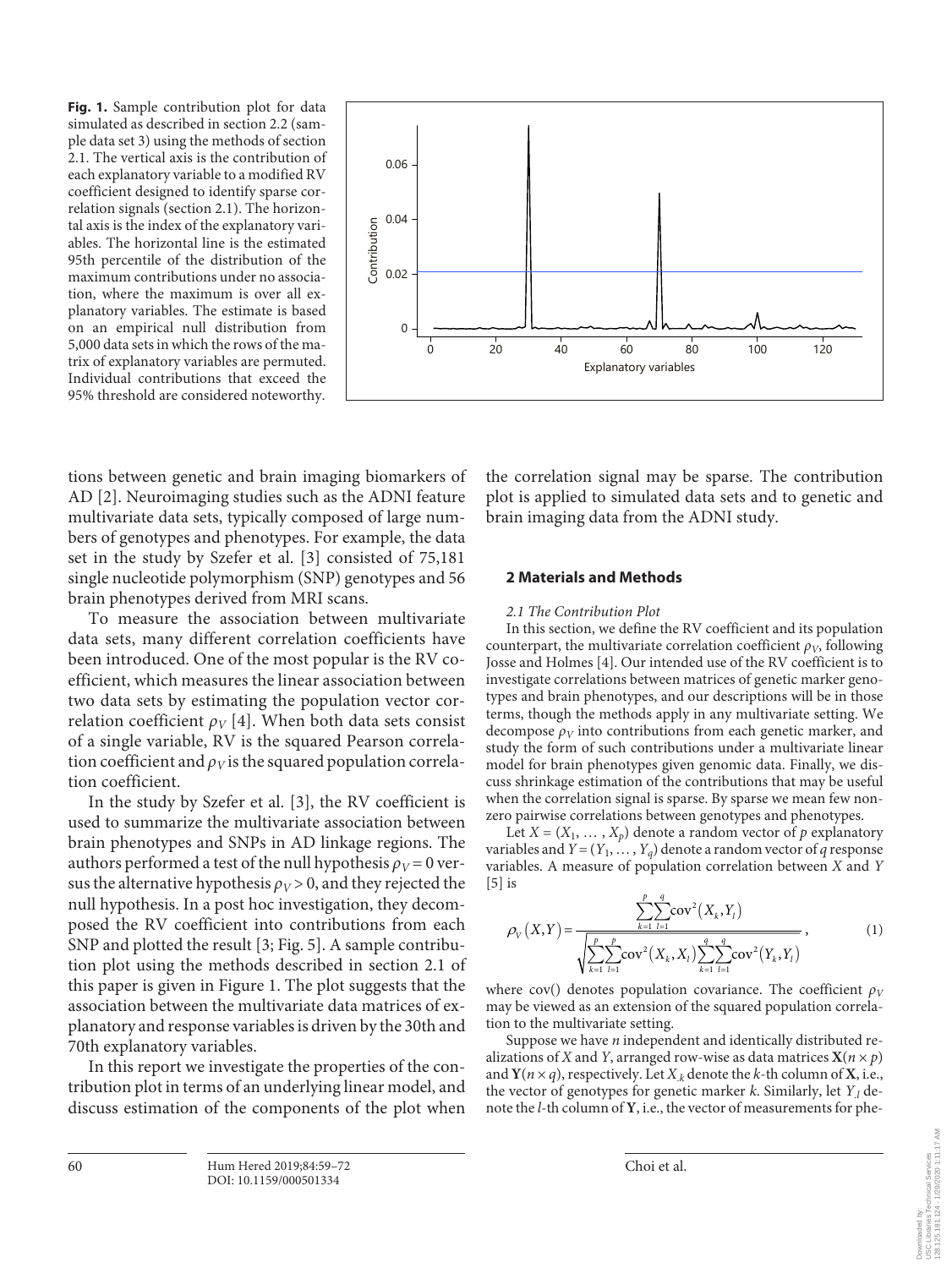**Fig. 1.** Sample contribution plot for data simulated as described in section 2.2 (sample data set 3) using the methods of section 2.1. The vertical axis is the contribution of each explanatory variable to a modified RV coefficient designed to identify sparse correlation signals (section 2.1). The horizontal axis is the index of the explanatory variables. The horizontal line is the estimated 95th percentile of the distribution of the maximum contributions under no association, where the maximum is over all explanatory variables. The estimate is based on an empirical null distribution from 5,000 data sets in which the rows of the matrix of explanatory variables are permuted. Individual contributions that exceed the 95% threshold are considered noteworthy.

tions between genetic and brain imaging biomarkers of AD [2]. Neuroimaging studies such as the ADNI feature multivariate data sets, typically composed of large numbers of genotypes and phenotypes. For example, the data set in the study by Szefer et al. [3] consisted of 75,181 single nucleotide polymorphism (SNP) genotypes and 56 brain phenotypes derived from MRI scans.

To measure the association between multivariate data sets, many different correlation coefficients have been introduced. One of the most popular is the RV coefficient, which measures the linear association between two data sets by estimating the population vector correlation coefficient $\rho_V$ [4]. When both data sets consist of a single variable, RV is the squared Pearson correlation coefficient and $\rho_V$ is the squared population correlation coefficient.

In the study by Szefer et al. [3], the RV coefficient is used to summarize the multivariate association between brain phenotypes and SNPs in AD linkage regions. The authors performed a test of the null hypothesis $\rho_V = 0$ versus the alternative hypothesis $\rho_V > 0$, and they rejected the null hypothesis. In a post hoc investigation, they decomposed the RV coefficient into contributions from each SNP and plotted the result [3; Fig. 5]. A sample contribution plot using the methods described in section 2.1 of this paper is given in Figure 1. The plot suggests that the association between the multivariate data matrices of explanatory and response variables is driven by the 30th and 70th explanatory variables.

In this report we investigate the properties of the contribution plot in terms of an underlying linear model, and discuss estimation of the components of the plot when the correlation signal may be sparse. The contribution plot is applied to simulated data sets and to genetic and brain imaging data from the ADNI study.

## 2 Materials and Methods

### *2.1 The Contribution Plot*

In this section, we define the RV coefficient and its population counterpart, the multivariate correlation coefficient $\rho_V$, following Josse and Holmes [4]. Our intended use of the RV coefficient is to investigate correlations between matrices of genetic marker genotypes and brain phenotypes, and our descriptions will be in those terms, though the methods apply in any multivariate setting. We decompose $\rho_V$ into contributions from each genetic marker, and study the form of such contributions under a multivariate linear model for brain phenotypes given genomic data. Finally, we discuss shrinkage estimation of the contributions that may be useful when the correlation signal is sparse. By sparse we mean few nonzero pairwise correlations between genotypes and phenotypes.

Let $X = (X_1, \dots, X_p)$ denote a random vector of $p$ explanatory variables and $Y = (Y_1, \dots, Y_q)$ denote a random vector of $q$ response variables. A measure of population correlation between $X$ and $Y$ [5] is

$$\rho_V(X,Y) = \frac{\sum_{k=1}^{p}\sum_{l=1}^{q}\mathrm{cov}^2(X_k, Y_l)}{\sqrt{\sum_{k=1}^{p}\sum_{l=1}^{p}\mathrm{cov}^2(X_k, X_l)\sum_{k=1}^{q}\sum_{l=1}^{q}\mathrm{cov}^2(Y_k, Y_l)}}, \tag{1}$$

where cov() denotes population covariance. The coefficient $\rho_V$ may be viewed as an extension of the squared population correlation to the multivariate setting.

Suppose we have $n$ independent and identically distributed realizations of $X$ and $Y$, arranged row-wise as data matrices $\mathbf{X}(n \times p)$ and $\mathbf{Y}(n \times q)$, respectively. Let $X_{.k}$ denote the $k$-th column of $\mathbf{X}$, i.e., the vector of genotypes for genetic marker $k$. Similarly, let $Y_{.l}$ denote the $l$-th column of $\mathbf{Y}$, i.e., the vector of measurements for phe-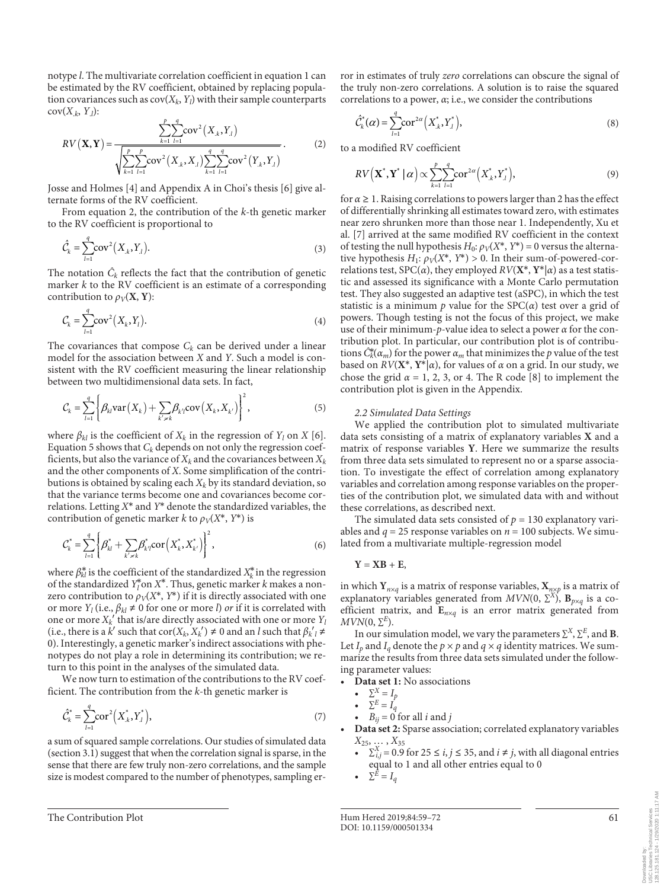notype $l$. The multivariate correlation coefficient in equation 1 can be estimated by the RV coefficient, obtained by replacing population covariances such as $\text{cov}(X_k, Y_l)$ with their sample counterparts $\text{cov}(X_{.k}, Y_{.l})$:

$$RV(\mathbf{X}, \mathbf{Y}) = \frac{\sum_{k=1}^{p}\sum_{l=1}^{q}\text{cov}^2(X_{.k}, Y_{.l})}{\sqrt{\sum_{k=1}^{p}\sum_{l=1}^{p}\text{cov}^2(X_{.k}, X_{.l})\sum_{k=1}^{q}\sum_{l=1}^{q}\text{cov}^2(Y_{.k}, Y_{.l})}}. \quad (2)$$

Josse and Holmes [4] and Appendix A in Choi's thesis [6] give alternate forms of the RV coefficient.

From equation 2, the contribution of the $k$-th genetic marker to the RV coefficient is proportional to

$$\hat{\mathcal{C}}_k = \sum_{l=1}^{q}\text{cov}^2(X_{.k}, Y_{.l}). \quad (3)$$

The notation $\hat{C}_k$ reflects the fact that the contribution of genetic marker $k$ to the RV coefficient is an estimate of a corresponding contribution to $\rho_V(\mathbf{X}, \mathbf{Y})$:

$$\mathcal{C}_k = \sum_{l=1}^{q}\text{cov}^2(X_k, Y_l). \quad (4)$$

The covariances that compose $C_k$ can be derived under a linear model for the association between $X$ and $Y$. Such a model is consistent with the RV coefficient measuring the linear relationship between two multidimensional data sets. In fact,

$$\mathcal{C}_k = \sum_{l=1}^{q}\left\{\beta_{kl}\text{var}(X_k) + \sum_{k' \neq k}\beta_{k'l}\text{cov}(X_k, X_{k'})\right\}^2, \quad (5)$$

where $\beta_{kl}$ is the coefficient of $X_k$ in the regression of $Y_l$ on $X$ [6]. Equation 5 shows that $C_k$ depends on not only the regression coefficients, but also the variance of $X_k$ and the covariances between $X_k$ and the other components of $X$. Some simplification of the contributions is obtained by scaling each $X_k$ by its standard deviation, so that the variance terms become one and covariances become correlations. Letting $X^*$ and $Y^*$ denote the standardized variables, the contribution of genetic marker $k$ to $\rho_V(X^*, Y^*)$ is

$$\mathcal{C}_k^* = \sum_{l=1}^{q}\left\{\beta_{kl}^* + \sum_{k' \neq k}\beta_{k'l}^*\text{cor}(X_k^*, X_{k'}^*)\right\}^2, \quad (6)$$

where $\beta_{kl}^*$ is the coefficient of the standardized $X_k^*$ in the regression of the standardized $Y_l^*$ on $X^*$. Thus, genetic marker $k$ makes a nonzero contribution to $\rho_V(X^*, Y^*)$ if it is directly associated with one or more $Y_l$ (i.e., $\beta_{kl} \neq 0$ for one or more $l$) *or* if it is correlated with one or more $X_k'$ that is/are directly associated with one or more $Y_l$ (i.e., there is a $k'$ such that $\text{cor}(X_k, X_k') \neq 0$ and an $l$ such that $\beta_{k'l} \neq 0$). Interestingly, a genetic marker's indirect associations with phenotypes do not play a role in determining its contribution; we return to this point in the analyses of the simulated data.

We now turn to estimation of the contributions to the RV coefficient. The contribution from the $k$-th genetic marker is

$$\hat{\mathcal{C}}_k^* = \sum_{l=1}^{q}\text{cor}^2(X_{.k}^*, Y_{.l}^*), \quad (7)$$

a sum of squared sample correlations. Our studies of simulated data (section 3.1) suggest that when the correlation signal is sparse, in the sense that there are few truly non-zero correlations, and the sample size is modest compared to the number of phenotypes, sampling error in estimates of truly *zero* correlations can obscure the signal of the truly non-zero correlations. A solution is to raise the squared correlations to a power, $\alpha$; i.e., we consider the contributions

$$\hat{\mathcal{C}}_k^*(\alpha) = \sum_{l=1}^{q}\text{cor}^{2\alpha}(X_{.k}^*, Y_{.l}^*), \quad (8)$$

to a modified RV coefficient

$$RV(\mathbf{X}^*, \mathbf{Y}^* \mid \alpha) \propto \sum_{k=1}^{p}\sum_{l=1}^{q}\text{cor}^{2\alpha}(X_{.k}^*, Y_{.l}^*), \quad (9)$$

for $\alpha \geq 1$. Raising correlations to powers larger than 2 has the effect of differentially shrinking all estimates toward zero, with estimates near zero shrunken more than those near 1. Independently, Xu et al. [7] arrived at the same modified RV coefficient in the context of testing the null hypothesis $H_0$: $\rho_V(X^*, Y^*) = 0$ versus the alternative hypothesis $H_1$: $\rho_V(X^*, Y^*) > 0$. In their sum-of-powered-correlations test, SPC($\alpha$), they employed $RV(\mathbf{X}^*, \mathbf{Y}^*|\alpha)$ as a test statistic and assessed its significance with a Monte Carlo permutation test. They also suggested an adaptive test (aSPC), in which the test statistic is a minimum $p$ value for the SPC($\alpha$) test over a grid of powers. Though testing is not the focus of this project, we make use of their minimum-$p$-value idea to select a power $\alpha$ for the contribution plot. In particular, our contribution plot is of contributions $\hat{C}_k^*(\alpha_m)$ for the power $\alpha_m$ that minimizes the $p$ value of the test based on $RV(\mathbf{X}^*, \mathbf{Y}^*|\alpha)$, for values of $\alpha$ on a grid. In our study, we chose the grid $\alpha$ = 1, 2, 3, or 4. The R code [8] to implement the contribution plot is given in the Appendix.

### *2.2 Simulated Data Settings*

We applied the contribution plot to simulated multivariate data sets consisting of a matrix of explanatory variables $\mathbf{X}$ and a matrix of response variables $\mathbf{Y}$. Here we summarize the results from three data sets simulated to represent no or a sparse association. To investigate the effect of correlation among explanatory variables and correlation among response variables on the properties of the contribution plot, we simulated data with and without these correlations, as described next.

The simulated data sets consisted of $p$ = 130 explanatory variables and $q$ = 25 response variables on $n$ = 100 subjects. We simulated from a multivariate multiple-regression model

$$\mathbf{Y} = \mathbf{XB} + \mathbf{E},$$

in which $\mathbf{Y}_{n \times q}$ is a matrix of response variables, $\mathbf{X}_{n \times p}$ is a matrix of explanatory variables generated from $MVN(0, \Sigma^X)$, $\mathbf{B}_{p \times q}$ is a coefficient matrix, and $\mathbf{E}_{n \times q}$ is an error matrix generated from $MVN(0, \Sigma^E)$.

In our simulation model, we vary the parameters $\Sigma^X$, $\Sigma^E$, and $\mathbf{B}$. Let $I_p$ and $I_q$ denote the $p \times p$ and $q \times q$ identity matrices. We summarize the results from three data sets simulated under the following parameter values:

- **Data set 1:** No associations
  - $\Sigma^X = I_p$
  - $\Sigma^E = I_q$
  - $B_{ij} = 0$ for all $i$ and $j$
- **Data set 2:** Sparse association; correlated explanatory variables $X_{25}, \ldots, X_{35}$
  - $\Sigma^X_{i,j} = 0.9$ for $25 \leq i, j \leq 35$, and $i \neq j$, with all diagonal entries equal to 1 and all other entries equal to 0
  - $\Sigma^E = I_q$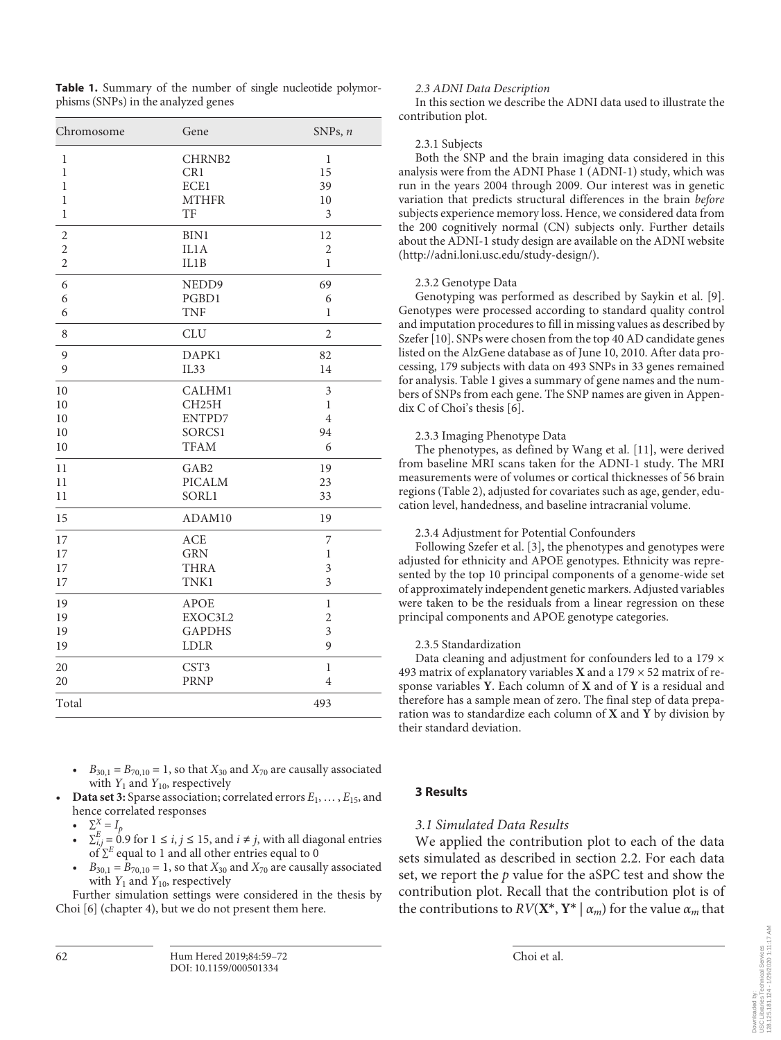**Table 1.** Summary of the number of single nucleotide polymorphisms (SNPs) in the analyzed genes

| Chromosome | Gene | SNPs, *n* |
|---|---|---|
| 1 | CHRNB2 | 1 |
| 1 | CR1 | 15 |
| 1 | ECE1 | 39 |
| 1 | MTHFR | 10 |
| 1 | TF | 3 |
| 2 | BIN1 | 12 |
| 2 | IL1A | 2 |
| 2 | IL1B | 1 |
| 6 | NEDD9 | 69 |
| 6 | PGBD1 | 6 |
| 6 | TNF | 1 |
| 8 | CLU | 2 |
| 9 | DAPK1 | 82 |
| 9 | IL33 | 14 |
| 10 | CALHM1 | 3 |
| 10 | CH25H | 1 |
| 10 | ENTPD7 | 4 |
| 10 | SORCS1 | 94 |
| 10 | TFAM | 6 |
| 11 | GAB2 | 19 |
| 11 | PICALM | 23 |
| 11 | SORL1 | 33 |
| 15 | ADAM10 | 19 |
| 17 | ACE | 7 |
| 17 | GRN | 1 |
| 17 | THRA | 3 |
| 17 | TNK1 | 3 |
| 19 | APOE | 1 |
| 19 | EXOC3L2 | 2 |
| 19 | GAPDHS | 3 |
| 19 | LDLR | 9 |
| 20 | CST3 | 1 |
| 20 | PRNP | 4 |
| Total | | 493 |

- $B_{30,1} = B_{70,10} = 1$, so that $X_{30}$ and $X_{70}$ are causally associated with $Y_1$ and $Y_{10}$, respectively
- **Data set 3:** Sparse association; correlated errors $E_1, \ldots, E_{15}$, and hence correlated responses
  - $\Sigma^X = I_p$
  - $\Sigma^E_{i,j} = 0.9$ for $1 \leq i, j \leq 15$, and $i \neq j$, with all diagonal entries of $\Sigma^E$ equal to 1 and all other entries equal to 0
  - $B_{30,1} = B_{70,10} = 1$, so that $X_{30}$ and $X_{70}$ are causally associated with $Y_1$ and $Y_{10}$, respectively

Further simulation settings were considered in the thesis by Choi [6] (chapter 4), but we do not present them here.

### *2.3 ADNI Data Description*

In this section we describe the ADNI data used to illustrate the contribution plot.

#### 2.3.1 Subjects

Both the SNP and the brain imaging data considered in this analysis were from the ADNI Phase 1 (ADNI-1) study, which was run in the years 2004 through 2009. Our interest was in genetic variation that predicts structural differences in the brain *before* subjects experience memory loss. Hence, we considered data from the 200 cognitively normal (CN) subjects only. Further details about the ADNI-1 study design are available on the ADNI website (http://adni.loni.usc.edu/study-design/).

#### 2.3.2 Genotype Data

Genotyping was performed as described by Saykin et al. [9]. Genotypes were processed according to standard quality control and imputation procedures to fill in missing values as described by Szefer [10]. SNPs were chosen from the top 40 AD candidate genes listed on the AlzGene database as of June 10, 2010. After data processing, 179 subjects with data on 493 SNPs in 33 genes remained for analysis. Table 1 gives a summary of gene names and the numbers of SNPs from each gene. The SNP names are given in Appendix C of Choi's thesis [6].

#### 2.3.3 Imaging Phenotype Data

The phenotypes, as defined by Wang et al. [11], were derived from baseline MRI scans taken for the ADNI-1 study. The MRI measurements were of volumes or cortical thicknesses of 56 brain regions (Table 2), adjusted for covariates such as age, gender, education level, handedness, and baseline intracranial volume.

#### 2.3.4 Adjustment for Potential Confounders

Following Szefer et al. [3], the phenotypes and genotypes were adjusted for ethnicity and APOE genotypes. Ethnicity was represented by the top 10 principal components of a genome-wide set of approximately independent genetic markers. Adjusted variables were taken to be the residuals from a linear regression on these principal components and APOE genotype categories.

#### 2.3.5 Standardization

Data cleaning and adjustment for confounders led to a 179 × 493 matrix of explanatory variables $\mathbf{X}$ and a 179 × 52 matrix of response variables $\mathbf{Y}$. Each column of $\mathbf{X}$ and of $\mathbf{Y}$ is a residual and therefore has a sample mean of zero. The final step of data preparation was to standardize each column of $\mathbf{X}$ and $\mathbf{Y}$ by division by their standard deviation.

## 3 Results

### *3.1 Simulated Data Results*

We applied the contribution plot to each of the data sets simulated as described in section 2.2. For each data set, we report the *p* value for the aSPC test and show the contribution plot. Recall that the contribution plot is of the contributions to $RV(\mathbf{X}^*, \mathbf{Y}^* \mid \alpha_m)$ for the value $\alpha_m$ that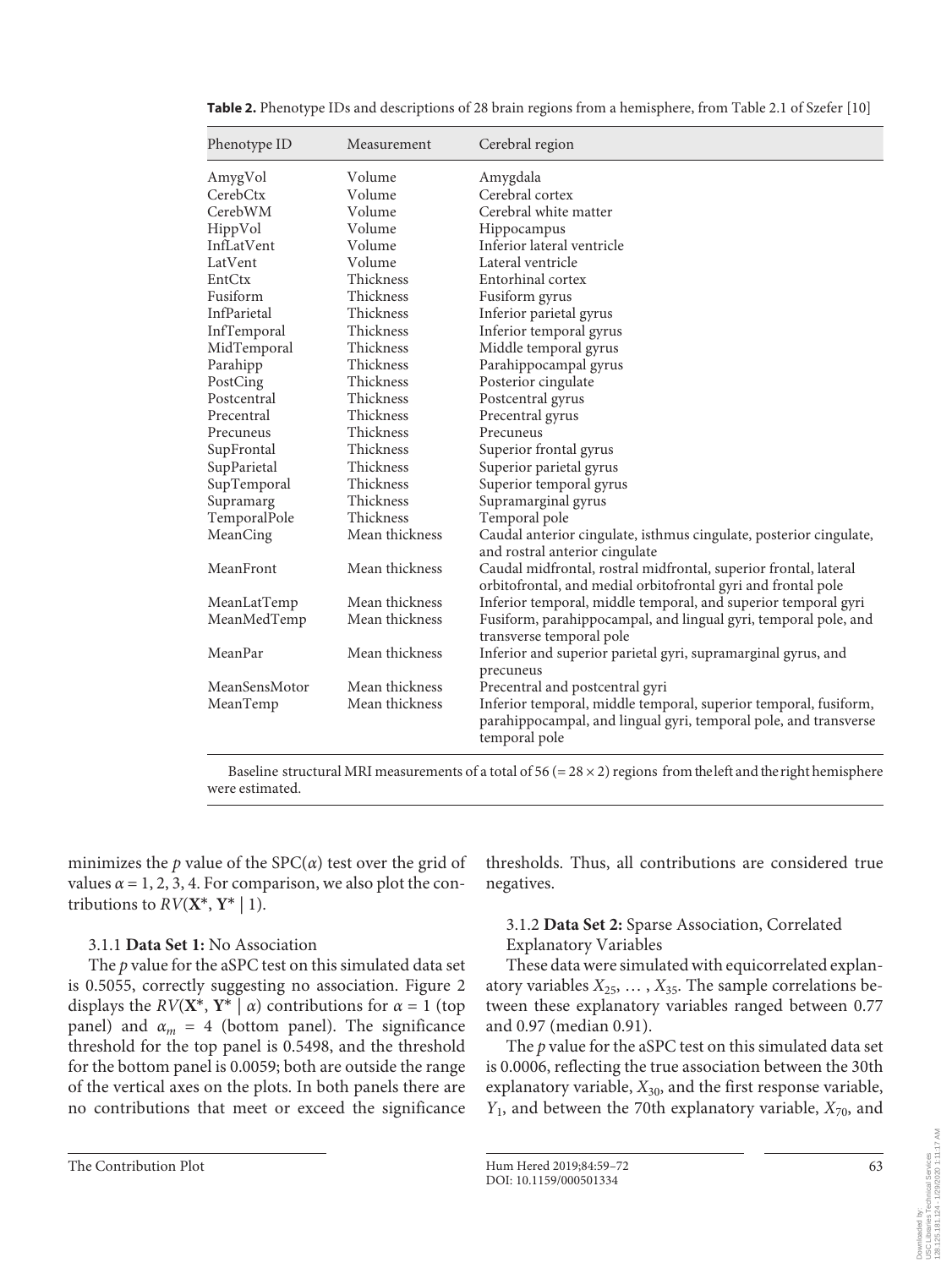**Table 2.** Phenotype IDs and descriptions of 28 brain regions from a hemisphere, from Table 2.1 of Szefer [10]

| Phenotype ID | Measurement | Cerebral region |
|---|---|---|
| AmygVol | Volume | Amygdala |
| CerebCtx | Volume | Cerebral cortex |
| CerebWM | Volume | Cerebral white matter |
| HippVol | Volume | Hippocampus |
| InfLatVent | Volume | Inferior lateral ventricle |
| LatVent | Volume | Lateral ventricle |
| EntCtx | Thickness | Entorhinal cortex |
| Fusiform | Thickness | Fusiform gyrus |
| InfParietal | Thickness | Inferior parietal gyrus |
| InfTemporal | Thickness | Inferior temporal gyrus |
| MidTemporal | Thickness | Middle temporal gyrus |
| Parahipp | Thickness | Parahippocampal gyrus |
| PostCing | Thickness | Posterior cingulate |
| Postcentral | Thickness | Postcentral gyrus |
| Precentral | Thickness | Precentral gyrus |
| Precuneus | Thickness | Precuneus |
| SupFrontal | Thickness | Superior frontal gyrus |
| SupParietal | Thickness | Superior parietal gyrus |
| SupTemporal | Thickness | Superior temporal gyrus |
| Supramarg | Thickness | Supramarginal gyrus |
| TemporalPole | Thickness | Temporal pole |
| MeanCing | Mean thickness | Caudal anterior cingulate, isthmus cingulate, posterior cingulate, and rostral anterior cingulate |
| MeanFront | Mean thickness | Caudal midfrontal, rostral midfrontal, superior frontal, lateral orbitofrontal, and medial orbitofrontal gyri and frontal pole |
| MeanLatTemp | Mean thickness | Inferior temporal, middle temporal, and superior temporal gyri |
| MeanMedTemp | Mean thickness | Fusiform, parahippocampal, and lingual gyri, temporal pole, and transverse temporal pole |
| MeanPar | Mean thickness | Inferior and superior parietal gyri, supramarginal gyrus, and precuneus |
| MeanSensMotor | Mean thickness | Precentral and postcentral gyri |
| MeanTemp | Mean thickness | Inferior temporal, middle temporal, superior temporal, fusiform, parahippocampal, and lingual gyri, temporal pole, and transverse temporal pole |

Baseline structural MRI measurements of a total of 56 (= 28 × 2) regions from the left and the right hemisphere were estimated.

minimizes the $p$ value of the SPC($\alpha$) test over the grid of values $\alpha = 1, 2, 3, 4$. For comparison, we also plot the contributions to $RV(\mathbf{X}^*, \mathbf{Y}^* \mid 1)$.

### 3.1.1 **Data Set 1:** No Association

The $p$ value for the aSPC test on this simulated data set is 0.5055, correctly suggesting no association. Figure 2 displays the $RV(\mathbf{X}^*, \mathbf{Y}^* \mid \alpha)$ contributions for $\alpha = 1$ (top panel) and $\alpha_m = 4$ (bottom panel). The significance threshold for the top panel is 0.5498, and the threshold for the bottom panel is 0.0059; both are outside the range of the vertical axes on the plots. In both panels there are no contributions that meet or exceed the significance thresholds. Thus, all contributions are considered true negatives.

### 3.1.2 **Data Set 2:** Sparse Association, Correlated Explanatory Variables

These data were simulated with equicorrelated explanatory variables $X_{25}, \ldots, X_{35}$. The sample correlations between these explanatory variables ranged between 0.77 and 0.97 (median 0.91).

The $p$ value for the aSPC test on this simulated data set is 0.0006, reflecting the true association between the 30th explanatory variable, $X_{30}$, and the first response variable, $Y_1$, and between the 70th explanatory variable, $X_{70}$, and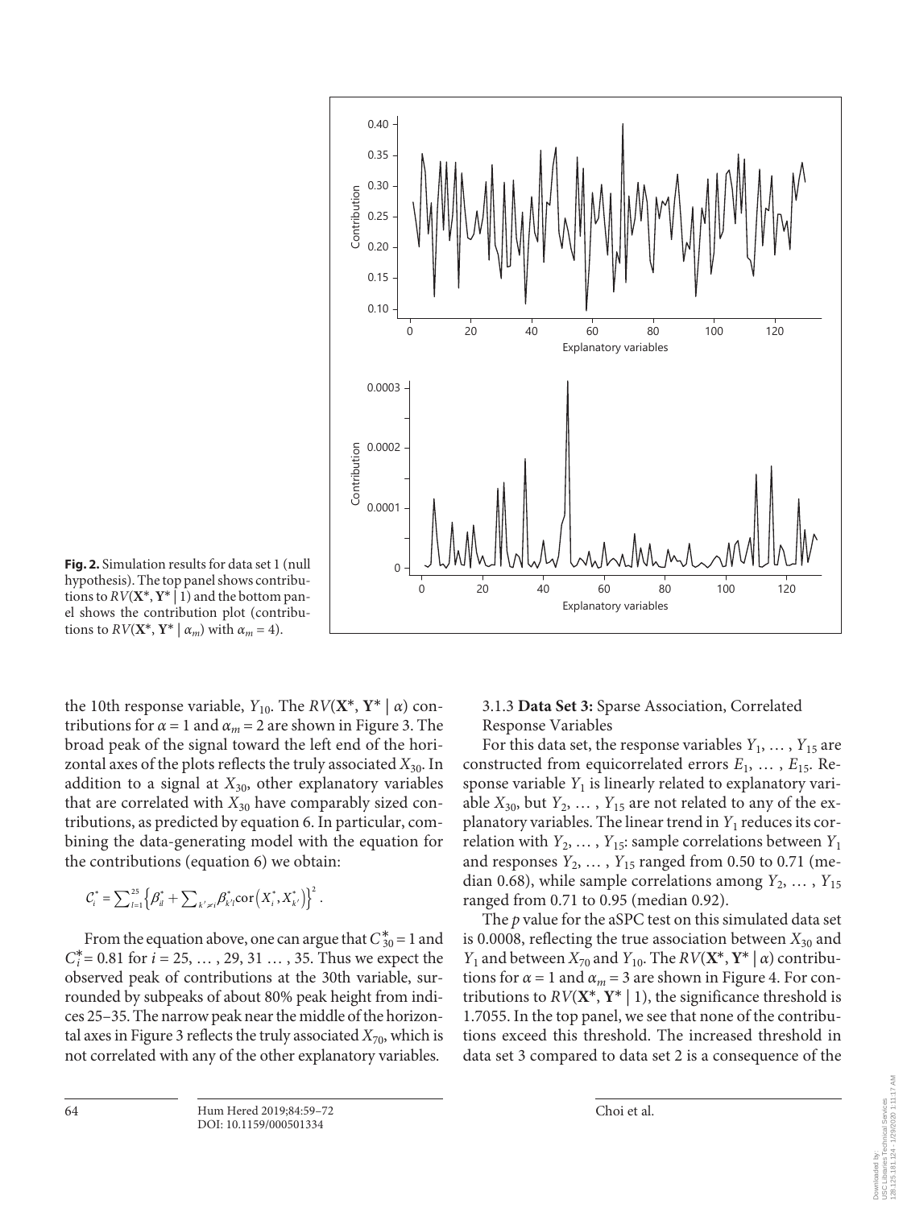**Fig. 2.** Simulation results for data set 1 (null hypothesis). The top panel shows contributions to $RV(\mathbf{X}^*, \mathbf{Y}^* \mid 1)$ and the bottom panel shows the contribution plot (contributions to $RV(\mathbf{X}^*, \mathbf{Y}^* \mid \alpha_m)$ with $\alpha_m = 4$).

the 10th response variable, $Y_{10}$. The $RV(\mathbf{X}^*, \mathbf{Y}^* \mid \alpha)$ contributions for $\alpha = 1$ and $\alpha_m = 2$ are shown in Figure 3. The broad peak of the signal toward the left end of the horizontal axes of the plots reflects the truly associated $X_{30}$. In addition to a signal at $X_{30}$, other explanatory variables that are correlated with $X_{30}$ have comparably sized contributions, as predicted by equation 6. In particular, combining the data-generating model with the equation for the contributions (equation 6) we obtain:

$$C_i^* = \sum_{l=1}^{25} \left\{ \beta_{il}^* + \sum_{k' \neq i} \beta_{k'l}^* \text{cor}\left(X_i^*, X_{k'}^*\right) \right\}^2 .$$

From the equation above, one can argue that $C_{30}^* = 1$ and $C_i^* = 0.81$ for $i = 25, \ldots, 29, 31 \ldots, 35$. Thus we expect the observed peak of contributions at the 30th variable, surrounded by subpeaks of about 80% peak height from indices 25–35. The narrow peak near the middle of the horizontal axes in Figure 3 reflects the truly associated $X_{70}$, which is not correlated with any of the other explanatory variables.

### 3.1.3 **Data Set 3:** Sparse Association, Correlated Response Variables

For this data set, the response variables $Y_1, \ldots, Y_{15}$ are constructed from equicorrelated errors $E_1, \ldots, E_{15}$. Response variable $Y_1$ is linearly related to explanatory variable $X_{30}$, but $Y_2, \ldots, Y_{15}$ are not related to any of the explanatory variables. The linear trend in $Y_1$ reduces its correlation with $Y_2, \ldots, Y_{15}$: sample correlations between $Y_1$ and responses $Y_2, \ldots, Y_{15}$ ranged from 0.50 to 0.71 (median 0.68), while sample correlations among $Y_2, \ldots, Y_{15}$ ranged from 0.71 to 0.95 (median 0.92).

The $p$ value for the aSPC test on this simulated data set is 0.0008, reflecting the true association between $X_{30}$ and $Y_1$ and between $X_{70}$ and $Y_{10}$. The $RV(\mathbf{X}^*, \mathbf{Y}^* \mid \alpha)$ contributions for $\alpha = 1$ and $\alpha_m = 3$ are shown in Figure 4. For contributions to $RV(\mathbf{X}^*, \mathbf{Y}^* \mid 1)$, the significance threshold is 1.7055. In the top panel, we see that none of the contributions exceed this threshold. The increased threshold in data set 3 compared to data set 2 is a consequence of the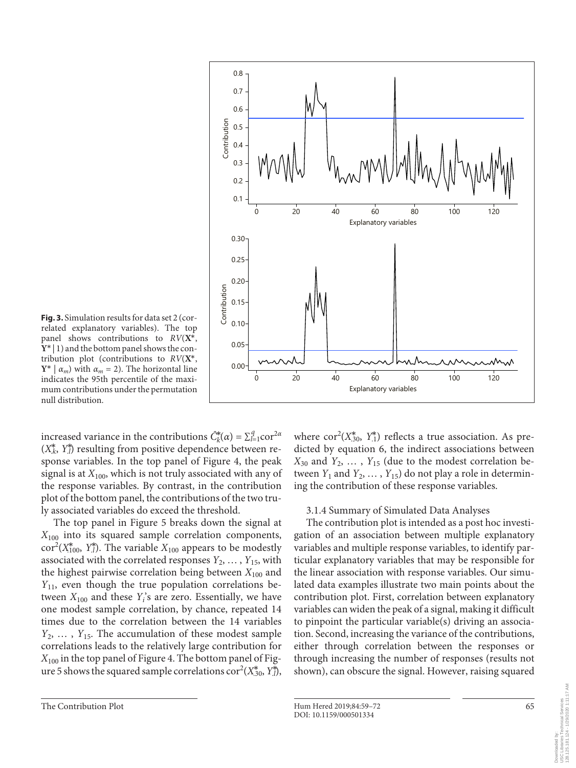**Fig. 3.** Simulation results for data set 2 (correlated explanatory variables). The top panel shows contributions to $RV(\mathbf{X}^*, \mathbf{Y}^* \mid 1)$ and the bottom panel shows the contribution plot (contributions to $RV(\mathbf{X}^*, \mathbf{Y}^* \mid \alpha_m)$ with $\alpha_m = 2$). The horizontal line indicates the 95th percentile of the maximum contributions under the permutation null distribution.

increased variance in the contributions $\hat{C}_k^*(\alpha) = \sum_{l=1}^{q} \text{cor}^{2\alpha}(X_{.k}^*, Y_{.l}^*)$ resulting from positive dependence between response variables. In the top panel of Figure 4, the peak signal is at $X_{100}$, which is not truly associated with any of the response variables. By contrast, in the contribution plot of the bottom panel, the contributions of the two truly associated variables do exceed the threshold.

The top panel in Figure 5 breaks down the signal at $X_{100}$ into its squared sample correlation components, $\text{cor}^2(X_{100}^*, Y_{.l}^*)$. The variable $X_{100}$ appears to be modestly associated with the correlated responses $Y_2, \ldots, Y_{15}$, with the highest pairwise correlation being between $X_{100}$ and $Y_{11}$, even though the true population correlations between $X_{100}$ and these $Y_i$'s are zero. Essentially, we have one modest sample correlation, by chance, repeated 14 times due to the correlation between the 14 variables $Y_2, \ldots, Y_{15}$. The accumulation of these modest sample correlations leads to the relatively large contribution for $X_{100}$ in the top panel of Figure 4. The bottom panel of Figure 5 shows the squared sample correlations $\text{cor}^2(X_{30}^*, Y_{.l}^*)$, where $\text{cor}^2(X_{30}^*, Y_{.1}^*)$ reflects a true association. As predicted by equation 6, the indirect associations between $X_{30}$ and $Y_2, \ldots, Y_{15}$ (due to the modest correlation between $Y_1$ and $Y_2, \ldots, Y_{15}$) do not play a role in determining the contribution of these response variables.

#### 3.1.4 Summary of Simulated Data Analyses

The contribution plot is intended as a post hoc investigation of an association between multiple explanatory variables and multiple response variables, to identify particular explanatory variables that may be responsible for the linear association with response variables. Our simulated data examples illustrate two main points about the contribution plot. First, correlation between explanatory variables can widen the peak of a signal, making it difficult to pinpoint the particular variable(s) driving an association. Second, increasing the variance of the contributions, either through correlation between the responses or through increasing the number of responses (results not shown), can obscure the signal. However, raising squared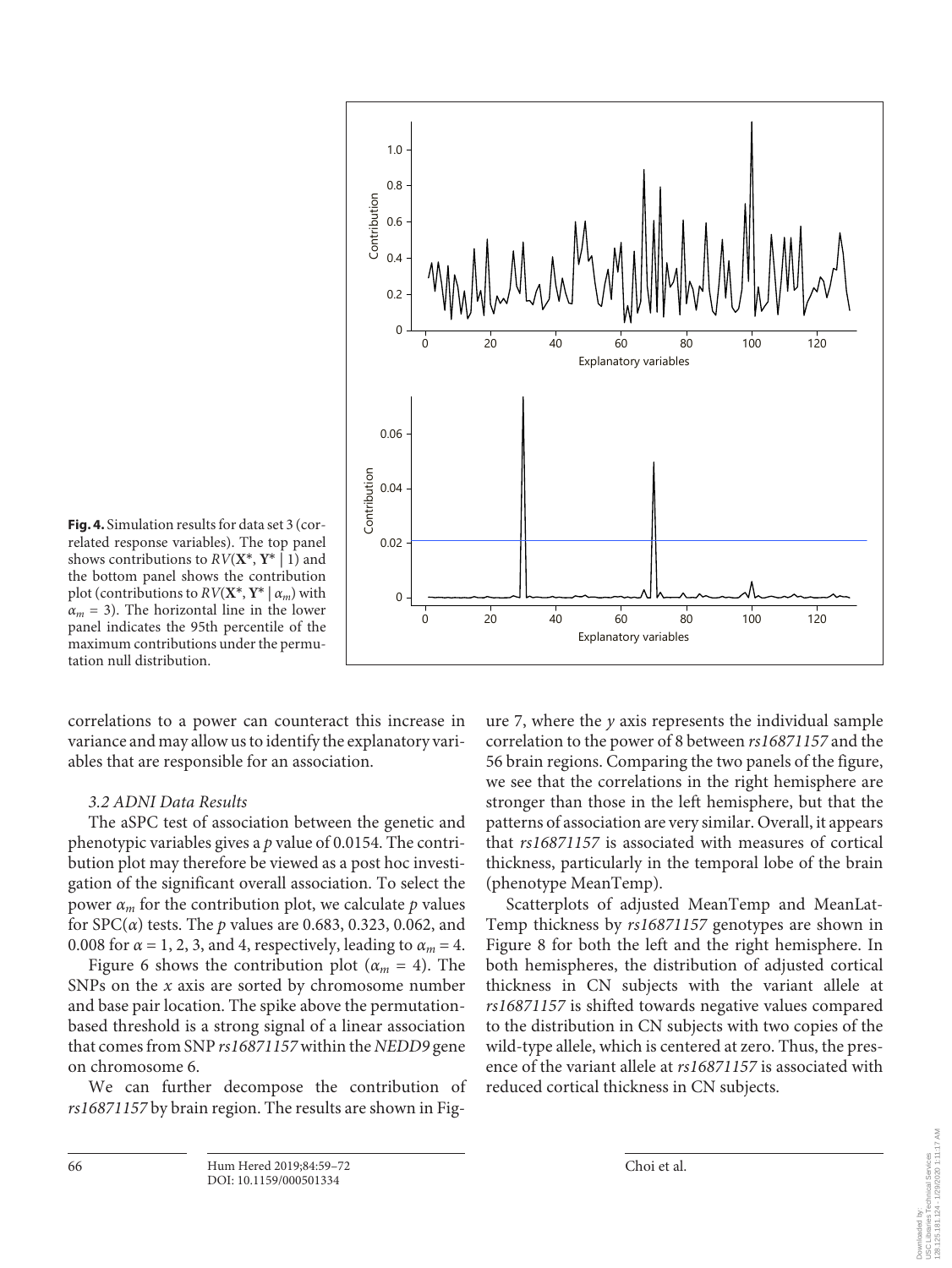**Fig. 4.** Simulation results for data set 3 (correlated response variables). The top panel shows contributions to $RV(\mathbf{X}^*, \mathbf{Y}^* \mid 1)$ and the bottom panel shows the contribution plot (contributions to $RV(\mathbf{X}^*, \mathbf{Y}^* \mid \alpha_m)$ with $\alpha_m = 3$). The horizontal line in the lower panel indicates the 95th percentile of the maximum contributions under the permutation null distribution.

correlations to a power can counteract this increase in variance and may allow us to identify the explanatory variables that are responsible for an association.

### *3.2 ADNI Data Results*

The aSPC test of association between the genetic and phenotypic variables gives a *p* value of 0.0154. The contribution plot may therefore be viewed as a post hoc investigation of the significant overall association. To select the power $\alpha_m$ for the contribution plot, we calculate *p* values for SPC($\alpha$) tests. The *p* values are 0.683, 0.323, 0.062, and 0.008 for $\alpha = 1$, 2, 3, and 4, respectively, leading to $\alpha_m = 4$.

Figure 6 shows the contribution plot ($\alpha_m = 4$). The SNPs on the *x* axis are sorted by chromosome number and base pair location. The spike above the permutation-based threshold is a strong signal of a linear association that comes from SNP *rs16871157* within the *NEDD9* gene on chromosome 6.

We can further decompose the contribution of *rs16871157* by brain region. The results are shown in Figure 7, where the *y* axis represents the individual sample correlation to the power of 8 between *rs16871157* and the 56 brain regions. Comparing the two panels of the figure, we see that the correlations in the right hemisphere are stronger than those in the left hemisphere, but that the patterns of association are very similar. Overall, it appears that *rs16871157* is associated with measures of cortical thickness, particularly in the temporal lobe of the brain (phenotype MeanTemp).

Scatterplots of adjusted MeanTemp and MeanLatTemp thickness by *rs16871157* genotypes are shown in Figure 8 for both the left and the right hemisphere. In both hemispheres, the distribution of adjusted cortical thickness in CN subjects with the variant allele at *rs16871157* is shifted towards negative values compared to the distribution in CN subjects with two copies of the wild-type allele, which is centered at zero. Thus, the presence of the variant allele at *rs16871157* is associated with reduced cortical thickness in CN subjects.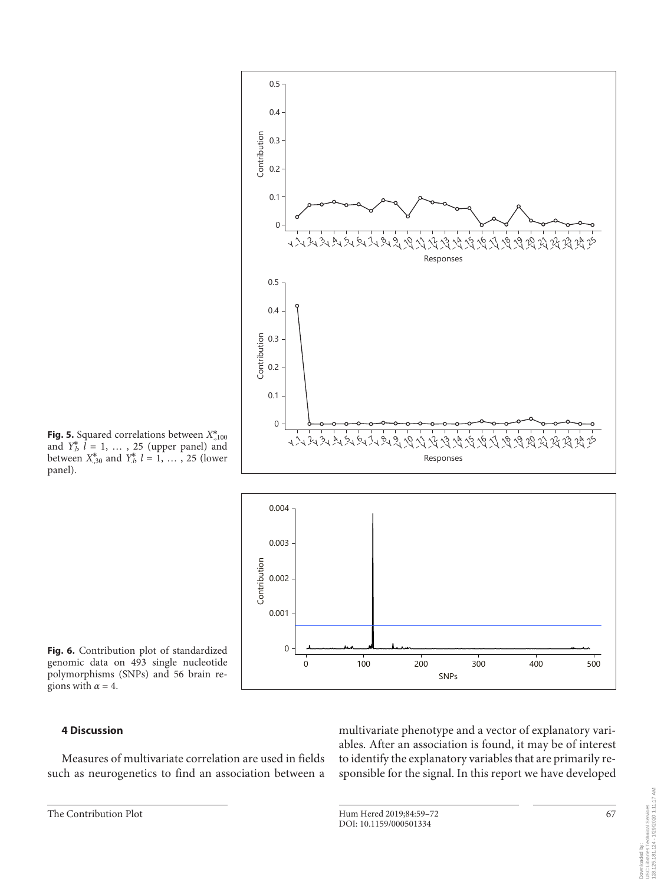**Fig. 5.** Squared correlations between $X^*_{\cdot,100}$ and $Y^*_{\cdot l}$, $l = 1, \ldots, 25$ (upper panel) and between $X^*_{\cdot,30}$ and $Y^*_{\cdot l}$, $l = 1, \ldots, 25$ (lower panel).

**Fig. 6.** Contribution plot of standardized genomic data on 493 single nucleotide polymorphisms (SNPs) and 56 brain regions with $\alpha = 4$.

## 4 Discussion

Measures of multivariate correlation are used in fields such as neurogenetics to find an association between a multivariate phenotype and a vector of explanatory variables. After an association is found, it may be of interest to identify the explanatory variables that are primarily responsible for the signal. In this report we have developed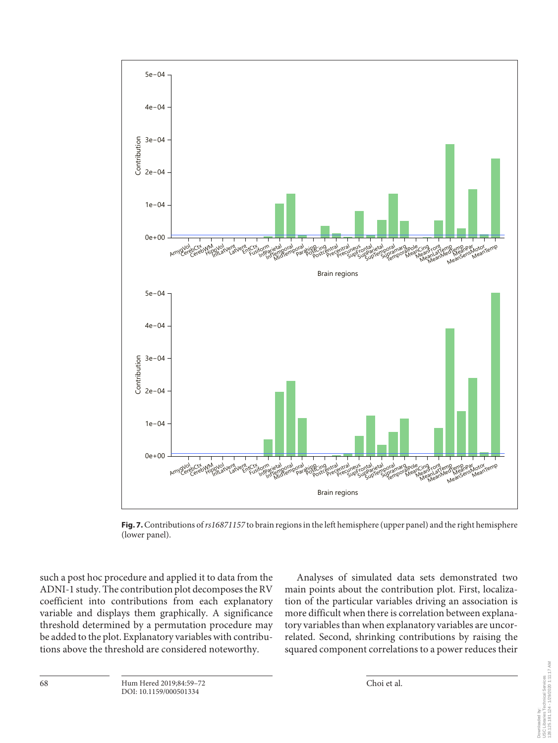**Fig. 7.** Contributions of *rs16871157* to brain regions in the left hemisphere (upper panel) and the right hemisphere (lower panel).

such a post hoc procedure and applied it to data from the ADNI-1 study. The contribution plot decomposes the RV coefficient into contributions from each explanatory variable and displays them graphically. A significance threshold determined by a permutation procedure may be added to the plot. Explanatory variables with contributions above the threshold are considered noteworthy.

Analyses of simulated data sets demonstrated two main points about the contribution plot. First, localization of the particular variables driving an association is more difficult when there is correlation between explanatory variables than when explanatory variables are uncorrelated. Second, shrinking contributions by raising the squared component correlations to a power reduces their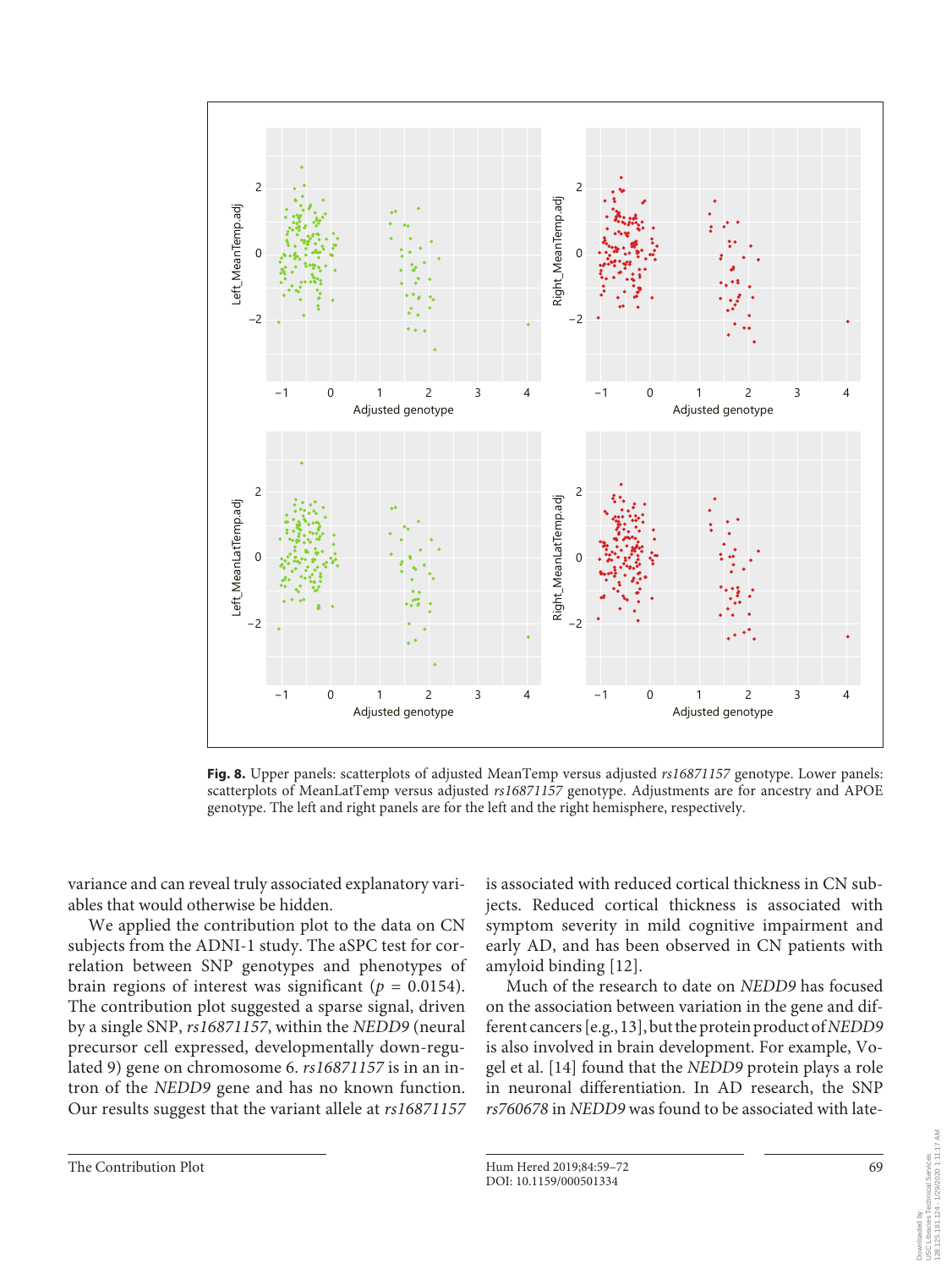**Fig. 8.** Upper panels: scatterplots of adjusted MeanTemp versus adjusted *rs16871157* genotype. Lower panels: scatterplots of MeanLatTemp versus adjusted *rs16871157* genotype. Adjustments are for ancestry and APOE genotype. The left and right panels are for the left and the right hemisphere, respectively.

variance and can reveal truly associated explanatory variables that would otherwise be hidden.

We applied the contribution plot to the data on CN subjects from the ADNI-1 study. The aSPC test for correlation between SNP genotypes and phenotypes of brain regions of interest was significant ($p = 0.0154$). The contribution plot suggested a sparse signal, driven by a single SNP, *rs16871157*, within the *NEDD9* (neural precursor cell expressed, developmentally down-regulated 9) gene on chromosome 6. *rs16871157* is in an intron of the *NEDD9* gene and has no known function. Our results suggest that the variant allele at *rs16871157* is associated with reduced cortical thickness in CN subjects. Reduced cortical thickness is associated with symptom severity in mild cognitive impairment and early AD, and has been observed in CN patients with amyloid binding [12].

Much of the research to date on *NEDD9* has focused on the association between variation in the gene and different cancers [e.g., 13], but the protein product of *NEDD9* is also involved in brain development. For example, Vogel et al. [14] found that the *NEDD9* protein plays a role in neuronal differentiation. In AD research, the SNP *rs760678* in *NEDD9* was found to be associated with late-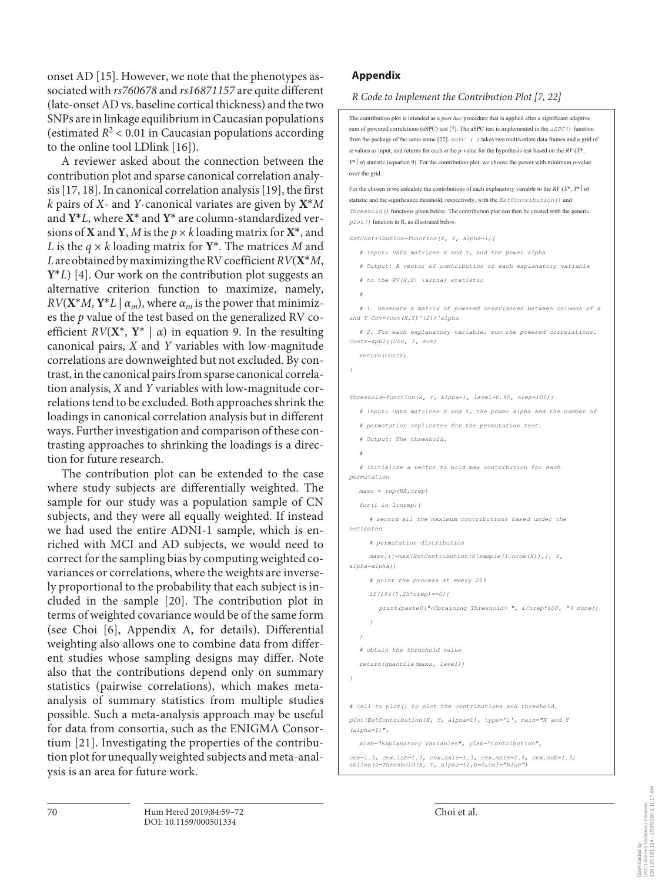onset AD [15]. However, we note that the phenotypes associated with *rs760678* and *rs16871157* are quite different (late-onset AD vs. baseline cortical thickness) and the two SNPs are in linkage equilibrium in Caucasian populations (estimated $R^2 < 0.01$ in Caucasian populations according to the online tool LDlink [16]).

A reviewer asked about the connection between the contribution plot and sparse canonical correlation analysis [17, 18]. In canonical correlation analysis [19], the first $k$ pairs of $X$- and $Y$-canonical variates are given by $\mathbf{X}^*M$ and $\mathbf{Y}^*L$, where $\mathbf{X}^*$ and $\mathbf{Y}^*$ are column-standardized versions of $\mathbf{X}$ and $\mathbf{Y}$, $M$ is the $p \times k$ loading matrix for $\mathbf{X}^*$, and $L$ is the $q \times k$ loading matrix for $\mathbf{Y}^*$. The matrices $M$ and $L$ are obtained by maximizing the RV coefficient $RV(\mathbf{X}^*M, \mathbf{Y}^*L)$ [4]. Our work on the contribution plot suggests an alternative criterion function to maximize, namely, $RV(\mathbf{X}^*M, \mathbf{Y}^*L \mid \alpha_m)$, where $\alpha_m$ is the power that minimizes the $p$ value of the test based on the generalized RV coefficient $RV(\mathbf{X}^*, \mathbf{Y}^* \mid \alpha)$ in equation 9. In the resulting canonical pairs, $X$ and $Y$ variables with low-magnitude correlations are downweighted but not excluded. By contrast, in the canonical pairs from sparse canonical correlation analysis, $X$ and $Y$ variables with low-magnitude correlations tend to be excluded. Both approaches shrink the loadings in canonical correlation analysis but in different ways. Further investigation and comparison of these contrasting approaches to shrinking the loadings is a direction for future research.

The contribution plot can be extended to the case where study subjects are differentially weighted. The sample for our study was a population sample of CN subjects, and they were all equally weighted. If instead we had used the entire ADNI-1 sample, which is enriched with MCI and AD subjects, we would need to correct for the sampling bias by computing weighted covariances or correlations, where the weights are inversely proportional to the probability that each subject is included in the sample [20]. The contribution plot in terms of weighted covariance would be of the same form (see Choi [6], Appendix A, for details). Differential weighting also allows one to combine data from different studies whose sampling designs may differ. Note also that the contributions depend only on summary statistics (pairwise correlations), which makes meta-analysis of summary statistics from multiple studies possible. Such a meta-analysis approach may be useful for data from consortia, such as the ENIGMA Consortium [21]. Investigating the properties of the contribution plot for unequally weighted subjects and meta-analysis is an area for future work.

## Appendix

*R Code to Implement the Contribution Plot [7, 22]*

The contribution plot is intended as a *post hoc* procedure that is applied after a significant adaptive sum of powered correlations (aSPC) test [7]. The aSPC test is implemented in the `aSPC()` function from the package of the same name [22]. `aSPC ( )` takes two multivariate data frames and a grid of $\alpha$ values as input, and returns for each $\alpha$ the $p$-value for the hypothesis test based on the $RV(X^*, Y^* \mid \alpha)$ statistic (equation 9). For the contribution plot, we choose the power with minimum $p$-value over the grid.

For the chosen $\alpha$ we calculate the contributions of each explanatory variable to the $RV(X^*, Y^* \mid \alpha)$ statistic and the significance threshold, respectively, with the `EstContribution()` and `Threshold()` functions given below. The contribution plot can then be created with the generic `plot()` function in R, as illustrated below.

```
EstContribution=function(X, Y, alpha=1){
   # Input: Data matrices X and Y, and the power alpha
   # Output: A vector of contribution of each explanatory variable
   # to the RV(X,Y| \alpha) statistic
   #
   # 1. Generate a matrix of powered covariances between columns of X
and Y Cov=(cov(X,Y)^(2))^alpha
   # 2. For each explanatory variable, sum the powered correlations.
Contr=apply(Cov, 1, sum)
   return(Contr)
}


Threshold=function(X, Y, alpha=1, level=0.95, nrep=100){
   # Input: Data matrices X and Y, the power alpha and the number of
   # permutation replicates for the permutation test.
   # Output: The threshold.
   #
   # Initialize a vector to hold max contribution for each
permutation
   maxs = rep(NA,nrep)
   for(i in 1:nrep){
      # record all the maximum contributions based under the
estimated
      # permutation distribution
      maxs[i]=max(EstContribution(X[sample(1:nrow(X)),], Y,
alpha=alpha))
      # print the process at every 25%
      if(i%%(0.25*nrep)==0){
         print(paste0("<Obtaining Threshold> ", i/nrep*100, "% done))
      }
   }
   # obtain the threshold value
   return(quantile(maxs, level))
}


# Call to plot() to plot the contributions and threshold.
plot(EstContribution(X, Y, alpha=1), type='l', main="X and Y
(alpha=1)",
   xlab="Explanatory Variables", ylab="Contribution",
cex=1.3, cex.lab=1.3, cex.axis=1.3, cex.main=2.5, cex.sub=1.3)
abline(a=Threshold(X, Y, alpha=1),b=0,col="blue")
```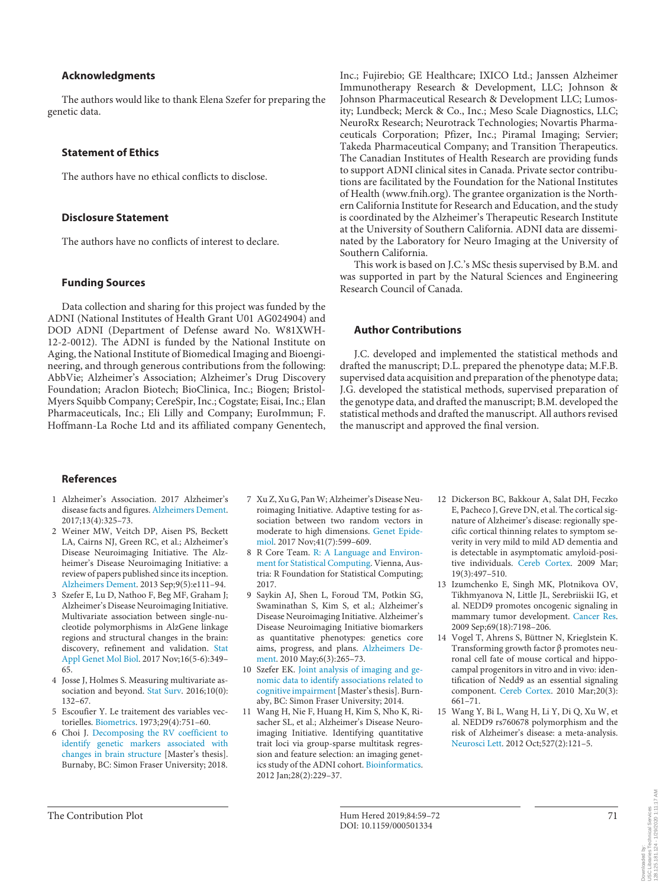## Acknowledgments

The authors would like to thank Elena Szefer for preparing the genetic data.

## Statement of Ethics

The authors have no ethical conflicts to disclose.

## Disclosure Statement

The authors have no conflicts of interest to declare.

## Funding Sources

Data collection and sharing for this project was funded by the ADNI (National Institutes of Health Grant U01 AG024904) and DOD ADNI (Department of Defense award No. W81XWH-12-2-0012). The ADNI is funded by the National Institute on Aging, the National Institute of Biomedical Imaging and Bioengineering, and through generous contributions from the following: AbbVie; Alzheimer's Association; Alzheimer's Drug Discovery Foundation; Araclon Biotech; BioClinica, Inc.; Biogen; Bristol-Myers Squibb Company; CereSpir, Inc.; Cogstate; Eisai, Inc.; Elan Pharmaceuticals, Inc.; Eli Lilly and Company; EuroImmun; F. Hoffmann-La Roche Ltd and its affiliated company Genentech, Inc.; Fujirebio; GE Healthcare; IXICO Ltd.; Janssen Alzheimer Immunotherapy Research & Development, LLC; Johnson & Johnson Pharmaceutical Research & Development LLC; Lumosity; Lundbeck; Merck & Co., Inc.; Meso Scale Diagnostics, LLC; NeuroRx Research; Neurotrack Technologies; Novartis Pharmaceuticals Corporation; Pfizer, Inc.; Piramal Imaging; Servier; Takeda Pharmaceutical Company; and Transition Therapeutics. The Canadian Institutes of Health Research are providing funds to support ADNI clinical sites in Canada. Private sector contributions are facilitated by the Foundation for the National Institutes of Health (www.fnih.org). The grantee organization is the Northern California Institute for Research and Education, and the study is coordinated by the Alzheimer's Therapeutic Research Institute at the University of Southern California. ADNI data are disseminated by the Laboratory for Neuro Imaging at the University of Southern California.

This work is based on J.C.'s MSc thesis supervised by B.M. and was supported in part by the Natural Sciences and Engineering Research Council of Canada.

## Author Contributions

J.C. developed and implemented the statistical methods and drafted the manuscript; D.L. prepared the phenotype data; M.F.B. supervised data acquisition and preparation of the phenotype data; J.G. developed the statistical methods, supervised preparation of the genotype data, and drafted the manuscript; B.M. developed the statistical methods and drafted the manuscript. All authors revised the manuscript and approved the final version.

## References

1. Alzheimer's Association. 2017 Alzheimer's disease facts and figures. Alzheimers Dement. 2017;13(4):325–73.
2. Weiner MW, Veitch DP, Aisen PS, Beckett LA, Cairns NJ, Green RC, et al.; Alzheimer's Disease Neuroimaging Initiative. The Alzheimer's Disease Neuroimaging Initiative: a review of papers published since its inception. Alzheimers Dement. 2013 Sep;9(5):e111–94.
3. Szefer E, Lu D, Nathoo F, Beg MF, Graham J; Alzheimer's Disease Neuroimaging Initiative. Multivariate association between single-nucleotide polymorphisms in AlzGene linkage regions and structural changes in the brain: discovery, refinement and validation. Stat Appl Genet Mol Biol. 2017 Nov;16(5-6):349–65.
4. Josse J, Holmes S. Measuring multivariate association and beyond. Stat Surv. 2016;10(0):132–67.
5. Escoufier Y. Le traitement des variables vectorielles. Biometrics. 1973;29(4):751–60.
6. Choi J. Decomposing the RV coefficient to identify genetic markers associated with changes in brain structure [Master's thesis]. Burnaby, BC: Simon Fraser University; 2018.
7. Xu Z, Xu G, Pan W; Alzheimer's Disease Neuroimaging Initiative. Adaptive testing for association between two random vectors in moderate to high dimensions. Genet Epidemiol. 2017 Nov;41(7):599–609.
8. R Core Team. R: A Language and Environment for Statistical Computing. Vienna, Austria: R Foundation for Statistical Computing; 2017.
9. Saykin AJ, Shen L, Foroud TM, Potkin SG, Swaminathan S, Kim S, et al.; Alzheimer's Disease Neuroimaging Initiative. Alzheimer's Disease Neuroimaging Initiative biomarkers as quantitative phenotypes: genetics core aims, progress, and plans. Alzheimers Dement. 2010 May;6(3):265–73.
10. Szefer EK. Joint analysis of imaging and genomic data to identify associations related to cognitive impairment [Master's thesis]. Burnaby, BC: Simon Fraser University; 2014.
11. Wang H, Nie F, Huang H, Kim S, Nho K, Risacher SL, et al.; Alzheimer's Disease Neuroimaging Initiative. Identifying quantitative trait loci via group-sparse multitask regression and feature selection: an imaging genetics study of the ADNI cohort. Bioinformatics. 2012 Jan;28(2):229–37.
12. Dickerson BC, Bakkour A, Salat DH, Feczko E, Pacheco J, Greve DN, et al. The cortical signature of Alzheimer's disease: regionally specific cortical thinning relates to symptom severity in very mild to mild AD dementia and is detectable in asymptomatic amyloid-positive individuals. Cereb Cortex. 2009 Mar;19(3):497–510.
13. Izumchenko E, Singh MK, Plotnikova OV, Tikhmyanova N, Little JL, Serebriiskii IG, et al. NEDD9 promotes oncogenic signaling in mammary tumor development. Cancer Res. 2009 Sep;69(18):7198–206.
14. Vogel T, Ahrens S, Büttner N, Krieglstein K. Transforming growth factor β promotes neuronal cell fate of mouse cortical and hippocampal progenitors in vitro and in vivo: identification of Nedd9 as an essential signaling component. Cereb Cortex. 2010 Mar;20(3):661–71.
15. Wang Y, Bi L, Wang H, Li Y, Di Q, Xu W, et al. NEDD9 rs760678 polymorphism and the risk of Alzheimer's disease: a meta-analysis. Neurosci Lett. 2012 Oct;527(2):121–5.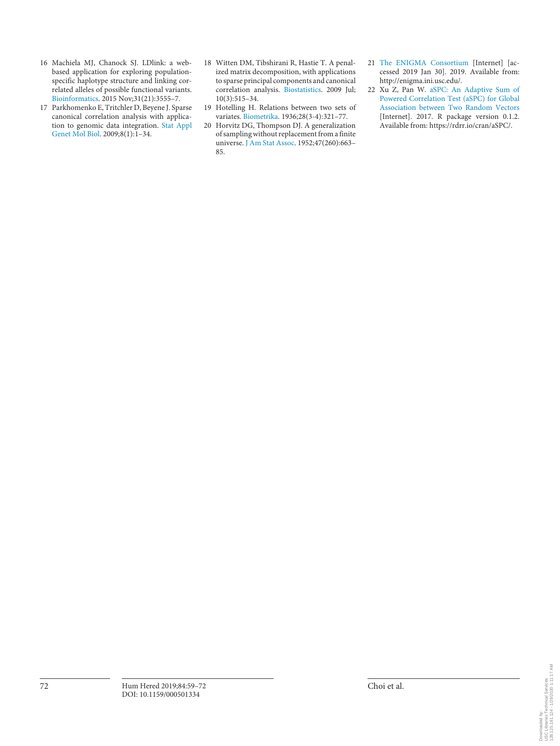16 Machiela MJ, Chanock SJ. LDlink: a web-based application for exploring population-specific haplotype structure and linking correlated alleles of possible functional variants. Bioinformatics. 2015 Nov;31(21):3555–7.

17 Parkhomenko E, Tritchler D, Beyene J. Sparse canonical correlation analysis with application to genomic data integration. Stat Appl Genet Mol Biol. 2009;8(1):1–34.

18 Witten DM, Tibshirani R, Hastie T. A penalized matrix decomposition, with applications to sparse principal components and canonical correlation analysis. Biostatistics. 2009 Jul; 10(3):515–34.

19 Hotelling H. Relations between two sets of variates. Biometrika. 1936;28(3-4):321–77.

20 Horvitz DG, Thompson DJ. A generalization of sampling without replacement from a finite universe. J Am Stat Assoc. 1952;47(260):663–85.

21 The ENIGMA Consortium [Internet] [accessed 2019 Jan 30]. 2019. Available from: http://enigma.ini.usc.edu/.

22 Xu Z, Pan W. aSPC: An Adaptive Sum of Powered Correlation Test (aSPC) for Global Association between Two Random Vectors [Internet]. 2017. R package version 0.1.2. Available from: https://rdrr.io/cran/aSPC/.